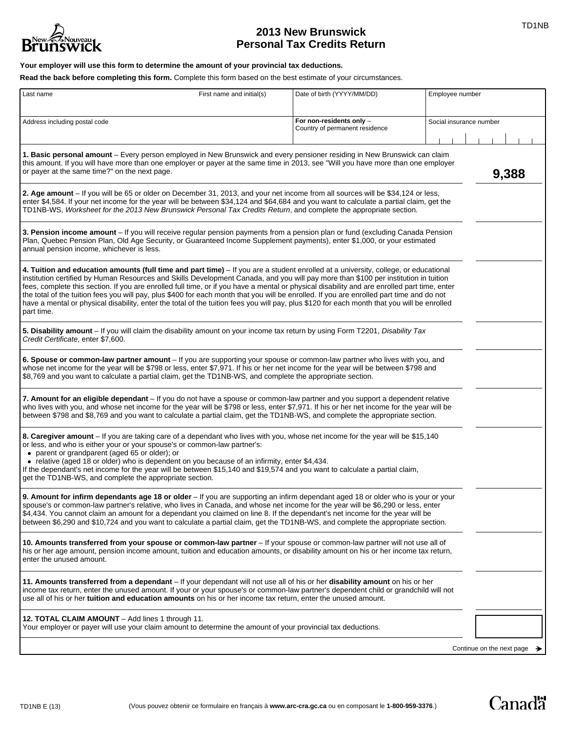TD1NB

# 2013 New Brunswick Personal Tax Credits Return

**Your employer will use this form to determine the amount of your provincial tax deductions.**

**Read the back before completing this form.** Complete this form based on the best estimate of your circumstances.

| Last name | First name and initial(s) | Date of birth (YYYY/MM/DD) | Employee number |
|---|---|---|---|
| | | | |
| Address including postal code | | **For non-residents only** – Country of permanent residence | Social insurance number |
| | | | |

| | |
|---|---|
| **1. Basic personal amount** – Every person employed in New Brunswick and every pensioner residing in New Brunswick can claim this amount. If you will have more than one employer or payer at the same time in 2013, see "Will you have more than one employer or payer at the same time?" on the next page. | **9,388** |
| **2. Age amount** – If you will be 65 or older on December 31, 2013, and your net income from all sources will be $34,124 or less, enter $4,584. If your net income for the year will be between $34,124 and $64,684 and you want to calculate a partial claim, get the TD1NB-WS, *Worksheet for the 2013 New Brunswick Personal Tax Credits Return*, and complete the appropriate section. | |
| **3. Pension income amount** – If you will receive regular pension payments from a pension plan or fund (excluding Canada Pension Plan, Quebec Pension Plan, Old Age Security, or Guaranteed Income Supplement payments), enter $1,000, or your estimated annual pension income, whichever is less. | |
| **4. Tuition and education amounts (full time and part time)** – If you are a student enrolled at a university, college, or educational institution certified by Human Resources and Skills Development Canada, and you will pay more than $100 per institution in tuition fees, complete this section. If you are enrolled full time, or if you have a mental or physical disability and are enrolled part time, enter the total of the tuition fees you will pay, plus $400 for each month that you will be enrolled. If you are enrolled part time and do not have a mental or physical disability, enter the total of the tuition fees you will pay, plus $120 for each month that you will be enrolled part time. | |
| **5. Disability amount** – If you will claim the disability amount on your income tax return by using Form T2201, *Disability Tax Credit Certificate*, enter $7,600. | |
| **6. Spouse or common-law partner amount** – If you are supporting your spouse or common-law partner who lives with you, and whose net income for the year will be $798 or less, enter $7,971. If his or her net income for the year will be between $798 and $8,769 and you want to calculate a partial claim, get the TD1NB-WS, and complete the appropriate section. | |
| **7. Amount for an eligible dependant** – If you do not have a spouse or common-law partner and you support a dependent relative who lives with you, and whose net income for the year will be $798 or less, enter $7,971. If his or her net income for the year will be between $798 and $8,769 and you want to calculate a partial claim, get the TD1NB-WS, and complete the appropriate section. | |
| **8. Caregiver amount** – If you are taking care of a dependant who lives with you, whose net income for the year will be $15,140 or less, and who is either your or your spouse's or common-law partner's:<br>• parent or grandparent (aged 65 or older); or<br>• relative (aged 18 or older) who is dependent on you because of an infirmity, enter $4,434.<br>If the dependant's net income for the year will be between $15,140 and $19,574 and you want to calculate a partial claim, get the TD1NB-WS, and complete the appropriate section. | |
| **9. Amount for infirm dependants age 18 or older** – If you are supporting an infirm dependant aged 18 or older who is your or your spouse's or common-law partner's relative, who lives in Canada, and whose net income for the year will be $6,290 or less, enter $4,434. You cannot claim an amount for a dependant you claimed on line 8. If the dependant's net income for the year will be between $6,290 and $10,724 and you want to calculate a partial claim, get the TD1NB-WS, and complete the appropriate section. | |
| **10. Amounts transferred from your spouse or common-law partner** – If your spouse or common-law partner will not use all of his or her age amount, pension income amount, tuition and education amounts, or disability amount on his or her income tax return, enter the unused amount. | |
| **11. Amounts transferred from a dependant** – If your dependant will not use all of his or her **disability amount** on his or her income tax return, enter the unused amount. If your or your spouse's or common-law partner's dependent child or grandchild will not use all of his or her **tuition and education amounts** on his or her income tax return, enter the unused amount. | |
| **12. TOTAL CLAIM AMOUNT** – Add lines 1 through 11.<br>Your employer or payer will use your claim amount to determine the amount of your provincial tax deductions. | |

Continue on the next page ➔

TD1NB E (13)

(Vous pouvez obtenir ce formulaire en français à **www.arc-cra.gc.ca** ou en composant le **1-800-959-3376**.)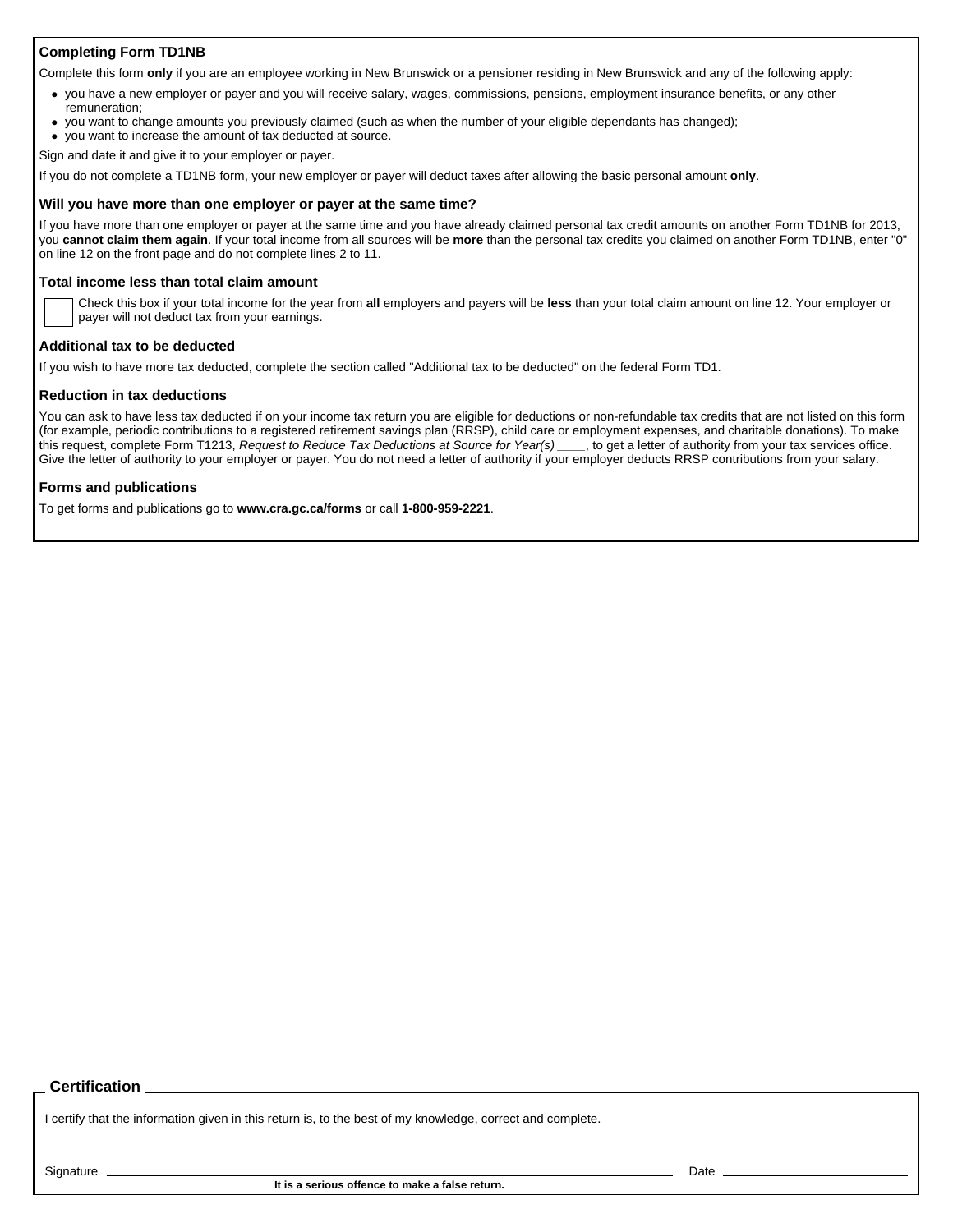### Completing Form TD1NB

Complete this form **only** if you are an employee working in New Brunswick or a pensioner residing in New Brunswick and any of the following apply:

- you have a new employer or payer and you will receive salary, wages, commissions, pensions, employment insurance benefits, or any other remuneration;
- you want to change amounts you previously claimed (such as when the number of your eligible dependants has changed);
- you want to increase the amount of tax deducted at source.

Sign and date it and give it to your employer or payer.

If you do not complete a TD1NB form, your new employer or payer will deduct taxes after allowing the basic personal amount **only**.

### Will you have more than one employer or payer at the same time?

If you have more than one employer or payer at the same time and you have already claimed personal tax credit amounts on another Form TD1NB for 2013, you **cannot claim them again**. If your total income from all sources will be **more** than the personal tax credits you claimed on another Form TD1NB, enter "0" on line 12 on the front page and do not complete lines 2 to 11.

### Total income less than total claim amount

☐ Check this box if your total income for the year from **all** employers and payers will be **less** than your total claim amount on line 12. Your employer or payer will not deduct tax from your earnings.

### Additional tax to be deducted

If you wish to have more tax deducted, complete the section called "Additional tax to be deducted" on the federal Form TD1.

### Reduction in tax deductions

You can ask to have less tax deducted if on your income tax return you are eligible for deductions or non-refundable tax credits that are not listed on this form (for example, periodic contributions to a registered retirement savings plan (RRSP), child care or employment expenses, and charitable donations). To make this request, complete Form T1213, *Request to Reduce Tax Deductions at Source for Year(s)* ____, to get a letter of authority from your tax services office. Give the letter of authority to your employer or payer. You do not need a letter of authority if your employer deducts RRSP contributions from your salary.

### Forms and publications

To get forms and publications go to **www.cra.gc.ca/forms** or call **1-800-959-2221**.

### Certification

I certify that the information given in this return is, to the best of my knowledge, correct and complete.

Signature ________________________________________ Date ____________________

**It is a serious offence to make a false return.**